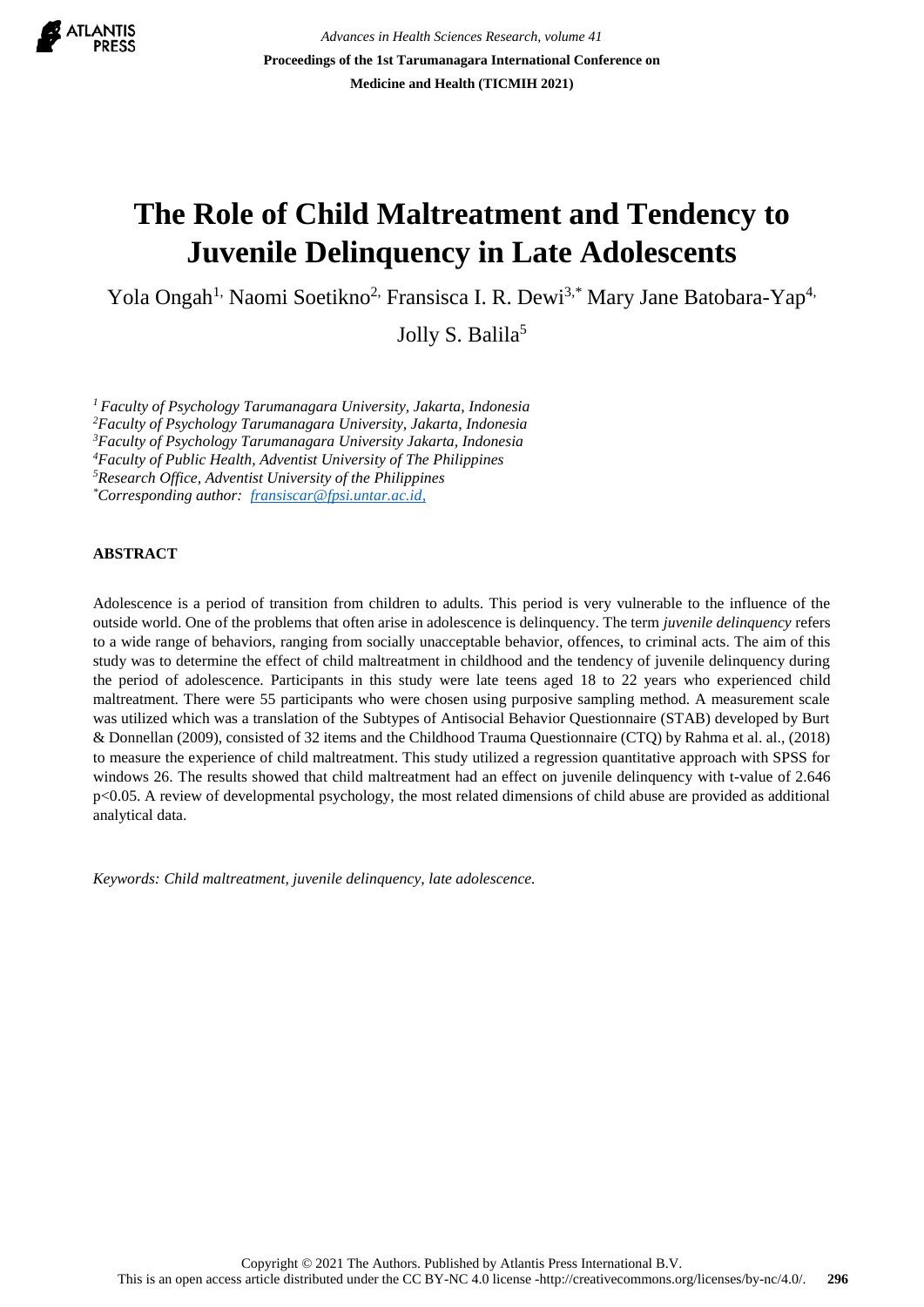# The Role of Child Maltreatment and Tendency to Juvenile Delinquency in Late Adolescents

Yola Ongah[1], Naomi Soetikno[2], Fransisca I. R. Dewi[3,*] Mary Jane Batobara-Yap[4], Jolly S. Balila[5]

*[1] Faculty of Psychology Tarumanagara University, Jakarta, Indonesia*
*[2]Faculty of Psychology Tarumanagara University, Jakarta, Indonesia*
*[3]Faculty of Psychology Tarumanagara University Jakarta, Indonesia*
*[4]Faculty of Public Health, Adventist University of The Philippines*
*[5]Research Office, Adventist University of the Philippines*
*[*]Corresponding author: fransiscar@fpsi.untar.ac.id,*

**ABSTRACT**

Adolescence is a period of transition from children to adults. This period is very vulnerable to the influence of the outside world. One of the problems that often arise in adolescence is delinquency. The term *juvenile delinquency* refers to a wide range of behaviors, ranging from socially unacceptable behavior, offences, to criminal acts. The aim of this study was to determine the effect of child maltreatment in childhood and the tendency of juvenile delinquency during the period of adolescence. Participants in this study were late teens aged 18 to 22 years who experienced child maltreatment. There were 55 participants who were chosen using purposive sampling method. A measurement scale was utilized which was a translation of the Subtypes of Antisocial Behavior Questionnaire (STAB) developed by Burt & Donnellan (2009), consisted of 32 items and the Childhood Trauma Questionnaire (CTQ) by Rahma et al. al., (2018) to measure the experience of child maltreatment. This study utilized a regression quantitative approach with SPSS for windows 26. The results showed that child maltreatment had an effect on juvenile delinquency with t-value of 2.646 $p<0.05$. A review of developmental psychology, the most related dimensions of child abuse are provided as additional analytical data.

*Keywords: Child maltreatment, juvenile delinquency, late adolescence.*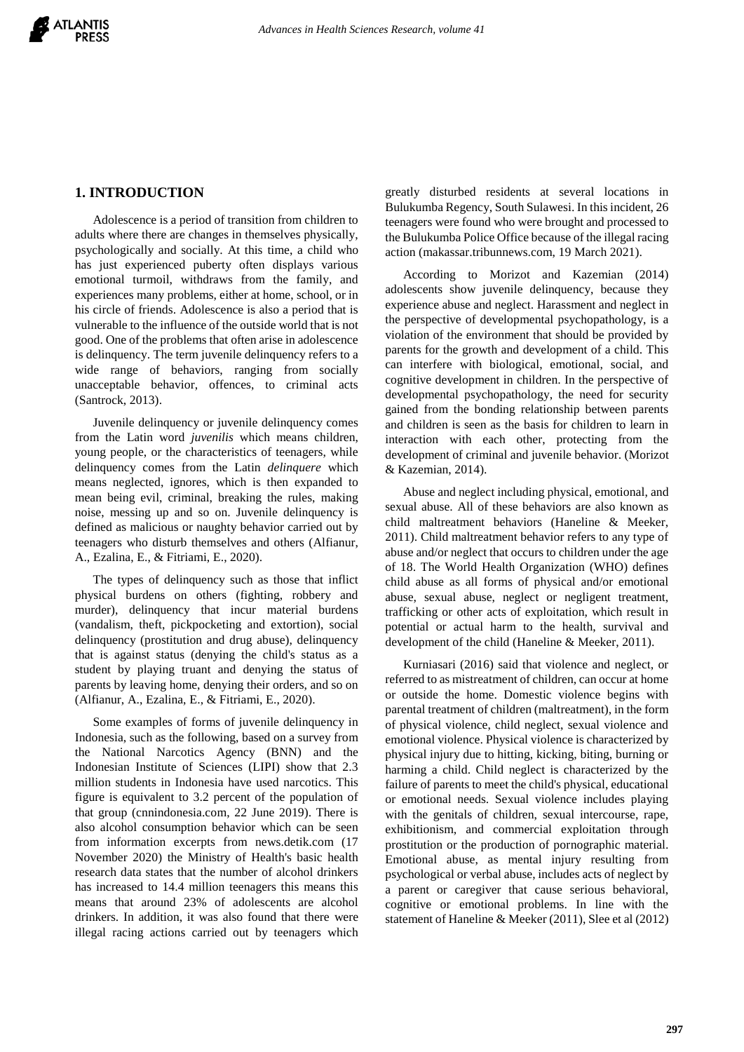## 1. INTRODUCTION

Adolescence is a period of transition from children to adults where there are changes in themselves physically, psychologically and socially. At this time, a child who has just experienced puberty often displays various emotional turmoil, withdraws from the family, and experiences many problems, either at home, school, or in his circle of friends. Adolescence is also a period that is vulnerable to the influence of the outside world that is not good. One of the problems that often arise in adolescence is delinquency. The term juvenile delinquency refers to a wide range of behaviors, ranging from socially unacceptable behavior, offences, to criminal acts (Santrock, 2013).

Juvenile delinquency or juvenile delinquency comes from the Latin word *juvenilis* which means children, young people, or the characteristics of teenagers, while delinquency comes from the Latin *delinquere* which means neglected, ignores, which is then expanded to mean being evil, criminal, breaking the rules, making noise, messing up and so on. Juvenile delinquency is defined as malicious or naughty behavior carried out by teenagers who disturb themselves and others (Alfianur, A., Ezalina, E., & Fitriami, E., 2020).

The types of delinquency such as those that inflict physical burdens on others (fighting, robbery and murder), delinquency that incur material burdens (vandalism, theft, pickpocketing and extortion), social delinquency (prostitution and drug abuse), delinquency that is against status (denying the child's status as a student by playing truant and denying the status of parents by leaving home, denying their orders, and so on (Alfianur, A., Ezalina, E., & Fitriami, E., 2020).

Some examples of forms of juvenile delinquency in Indonesia, such as the following, based on a survey from the National Narcotics Agency (BNN) and the Indonesian Institute of Sciences (LIPI) show that 2.3 million students in Indonesia have used narcotics. This figure is equivalent to 3.2 percent of the population of that group (cnnindonesia.com, 22 June 2019). There is also alcohol consumption behavior which can be seen from information excerpts from news.detik.com (17 November 2020) the Ministry of Health's basic health research data states that the number of alcohol drinkers has increased to 14.4 million teenagers this means this means that around 23% of adolescents are alcohol drinkers. In addition, it was also found that there were illegal racing actions carried out by teenagers which greatly disturbed residents at several locations in Bulukumba Regency, South Sulawesi. In this incident, 26 teenagers were found who were brought and processed to the Bulukumba Police Office because of the illegal racing action (makassar.tribunnews.com, 19 March 2021).

According to Morizot and Kazemian (2014) adolescents show juvenile delinquency, because they experience abuse and neglect. Harassment and neglect in the perspective of developmental psychopathology, is a violation of the environment that should be provided by parents for the growth and development of a child. This can interfere with biological, emotional, social, and cognitive development in children. In the perspective of developmental psychopathology, the need for security gained from the bonding relationship between parents and children is seen as the basis for children to learn in interaction with each other, protecting from the development of criminal and juvenile behavior. (Morizot & Kazemian, 2014).

Abuse and neglect including physical, emotional, and sexual abuse. All of these behaviors are also known as child maltreatment behaviors (Haneline & Meeker, 2011). Child maltreatment behavior refers to any type of abuse and/or neglect that occurs to children under the age of 18. The World Health Organization (WHO) defines child abuse as all forms of physical and/or emotional abuse, sexual abuse, neglect or negligent treatment, trafficking or other acts of exploitation, which result in potential or actual harm to the health, survival and development of the child (Haneline & Meeker, 2011).

Kurniasari (2016) said that violence and neglect, or referred to as mistreatment of children, can occur at home or outside the home. Domestic violence begins with parental treatment of children (maltreatment), in the form of physical violence, child neglect, sexual violence and emotional violence. Physical violence is characterized by physical injury due to hitting, kicking, biting, burning or harming a child. Child neglect is characterized by the failure of parents to meet the child's physical, educational or emotional needs. Sexual violence includes playing with the genitals of children, sexual intercourse, rape, exhibitionism, and commercial exploitation through prostitution or the production of pornographic material. Emotional abuse, as mental injury resulting from psychological or verbal abuse, includes acts of neglect by a parent or caregiver that cause serious behavioral, cognitive or emotional problems. In line with the statement of Haneline & Meeker (2011), Slee et al (2012)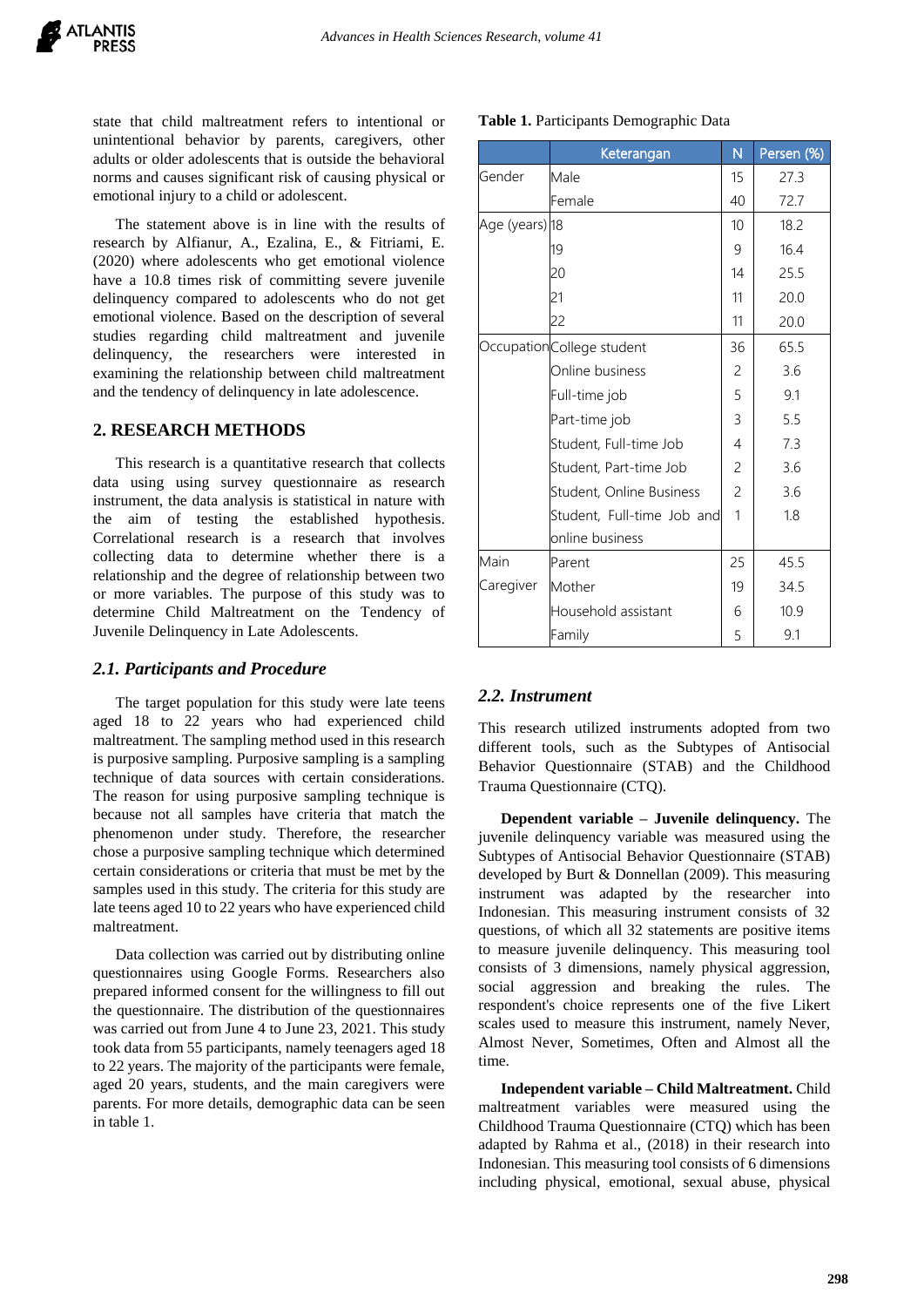state that child maltreatment refers to intentional or unintentional behavior by parents, caregivers, other adults or older adolescents that is outside the behavioral norms and causes significant risk of causing physical or emotional injury to a child or adolescent.

The statement above is in line with the results of research by Alfianur, A., Ezalina, E., & Fitriami, E. (2020) where adolescents who get emotional violence have a 10.8 times risk of committing severe juvenile delinquency compared to adolescents who do not get emotional violence. Based on the description of several studies regarding child maltreatment and juvenile delinquency, the researchers were interested in examining the relationship between child maltreatment and the tendency of delinquency in late adolescence.

## 2. RESEARCH METHODS

This research is a quantitative research that collects data using using survey questionnaire as research instrument, the data analysis is statistical in nature with the aim of testing the established hypothesis. Correlational research is a research that involves collecting data to determine whether there is a relationship and the degree of relationship between two or more variables. The purpose of this study was to determine Child Maltreatment on the Tendency of Juvenile Delinquency in Late Adolescents.

### *2.1. Participants and Procedure*

The target population for this study were late teens aged 18 to 22 years who had experienced child maltreatment. The sampling method used in this research is purposive sampling. Purposive sampling is a sampling technique of data sources with certain considerations. The reason for using purposive sampling technique is because not all samples have criteria that match the phenomenon under study. Therefore, the researcher chose a purposive sampling technique which determined certain considerations or criteria that must be met by the samples used in this study. The criteria for this study are late teens aged 10 to 22 years who have experienced child maltreatment.

Data collection was carried out by distributing online questionnaires using Google Forms. Researchers also prepared informed consent for the willingness to fill out the questionnaire. The distribution of the questionnaires was carried out from June 4 to June 23, 2021. This study took data from 55 participants, namely teenagers aged 18 to 22 years. The majority of the participants were female, aged 20 years, students, and the main caregivers were parents. For more details, demographic data can be seen in table 1.

**Table 1.** Participants Demographic Data

| | Keterangan | N | Persen (%) |
|---|---|---|---|
| Gender | Male | 15 | 27.3 |
| | Female | 40 | 72.7 |
| Age (years) | 18 | 10 | 18.2 |
| | 19 | 9 | 16.4 |
| | 20 | 14 | 25.5 |
| | 21 | 11 | 20.0 |
| | 22 | 11 | 20.0 |
| Occupation | College student | 36 | 65.5 |
| | Online business | 2 | 3.6 |
| | Full-time job | 5 | 9.1 |
| | Part-time job | 3 | 5.5 |
| | Student, Full-time Job | 4 | 7.3 |
| | Student, Part-time Job | 2 | 3.6 |
| | Student, Online Business | 2 | 3.6 |
| | Student, Full-time Job and online business | 1 | 1.8 |
| Main Caregiver | Parent | 25 | 45.5 |
| | Mother | 19 | 34.5 |
| | Household assistant | 6 | 10.9 |
| | Family | 5 | 9.1 |

### *2.2. Instrument*

This research utilized instruments adopted from two different tools, such as the Subtypes of Antisocial Behavior Questionnaire (STAB) and the Childhood Trauma Questionnaire (CTQ).

**Dependent variable – Juvenile delinquency.** The juvenile delinquency variable was measured using the Subtypes of Antisocial Behavior Questionnaire (STAB) developed by Burt & Donnellan (2009). This measuring instrument was adapted by the researcher into Indonesian. This measuring instrument consists of 32 questions, of which all 32 statements are positive items to measure juvenile delinquency. This measuring tool consists of 3 dimensions, namely physical aggression, social aggression and breaking the rules. The respondent's choice represents one of the five Likert scales used to measure this instrument, namely Never, Almost Never, Sometimes, Often and Almost all the time.

**Independent variable – Child Maltreatment.** Child maltreatment variables were measured using the Childhood Trauma Questionnaire (CTQ) which has been adapted by Rahma et al., (2018) in their research into Indonesian. This measuring tool consists of 6 dimensions including physical, emotional, sexual abuse, physical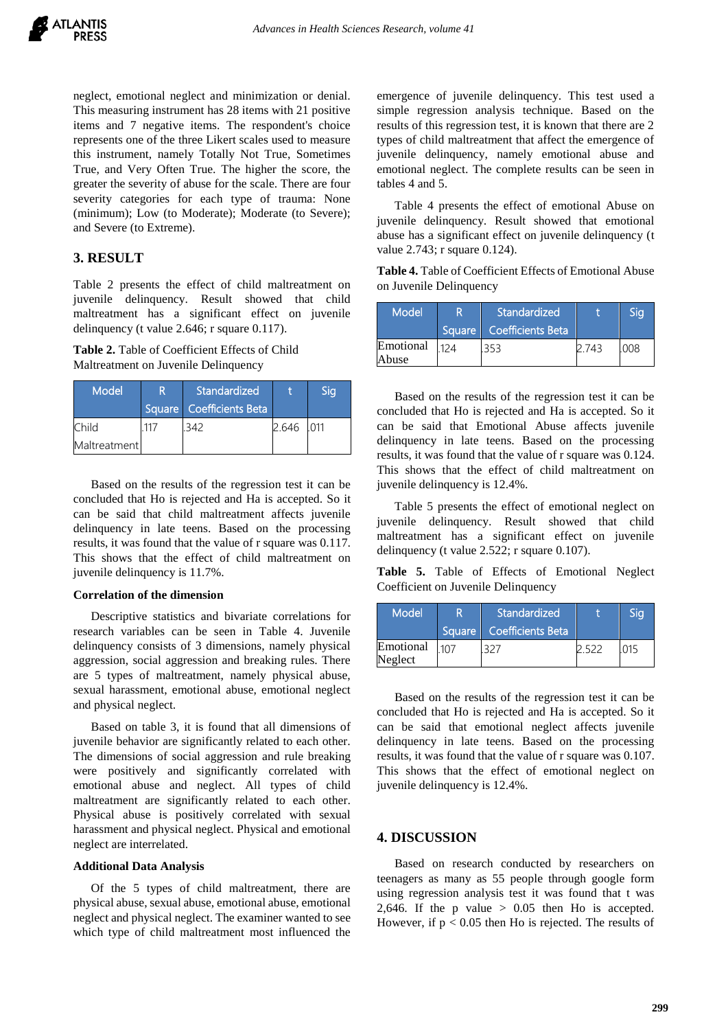neglect, emotional neglect and minimization or denial. This measuring instrument has 28 items with 21 positive items and 7 negative items. The respondent's choice represents one of the three Likert scales used to measure this instrument, namely Totally Not True, Sometimes True, and Very Often True. The higher the score, the greater the severity of abuse for the scale. There are four severity categories for each type of trauma: None (minimum); Low (to Moderate); Moderate (to Severe); and Severe (to Extreme).

## 3. RESULT

Table 2 presents the effect of child maltreatment on juvenile delinquency. Result showed that child maltreatment has a significant effect on juvenile delinquency (t value 2.646; r square 0.117).

**Table 2.** Table of Coefficient Effects of Child Maltreatment on Juvenile Delinquency

| Model | R Square | Standardized Coefficients Beta | t | Sig |
|---|---|---|---|---|
| Child Maltreatment | .117 | .342 | 2.646 | .011 |

Based on the results of the regression test it can be concluded that Ho is rejected and Ha is accepted. So it can be said that child maltreatment affects juvenile delinquency in late teens. Based on the processing results, it was found that the value of r square was 0.117. This shows that the effect of child maltreatment on juvenile delinquency is 11.7%.

### Correlation of the dimension

Descriptive statistics and bivariate correlations for research variables can be seen in Table 4. Juvenile delinquency consists of 3 dimensions, namely physical aggression, social aggression and breaking rules. There are 5 types of maltreatment, namely physical abuse, sexual harassment, emotional abuse, emotional neglect and physical neglect.

Based on table 3, it is found that all dimensions of juvenile behavior are significantly related to each other. The dimensions of social aggression and rule breaking were positively and significantly correlated with emotional abuse and neglect. All types of child maltreatment are significantly related to each other. Physical abuse is positively correlated with sexual harassment and physical neglect. Physical and emotional neglect are interrelated.

### Additional Data Analysis

Of the 5 types of child maltreatment, there are physical abuse, sexual abuse, emotional abuse, emotional neglect and physical neglect. The examiner wanted to see which type of child maltreatment most influenced the emergence of juvenile delinquency. This test used a simple regression analysis technique. Based on the results of this regression test, it is known that there are 2 types of child maltreatment that affect the emergence of juvenile delinquency, namely emotional abuse and emotional neglect. The complete results can be seen in tables 4 and 5.

Table 4 presents the effect of emotional Abuse on juvenile delinquency. Result showed that emotional abuse has a significant effect on juvenile delinquency (t value 2.743; r square 0.124).

**Table 4.** Table of Coefficient Effects of Emotional Abuse on Juvenile Delinquency

| Model | R Square | Standardized Coefficients Beta | t | Sig |
|---|---|---|---|---|
| Emotional Abuse | .124 | .353 | 2.743 | .008 |

Based on the results of the regression test it can be concluded that Ho is rejected and Ha is accepted. So it can be said that Emotional Abuse affects juvenile delinquency in late teens. Based on the processing results, it was found that the value of r square was 0.124. This shows that the effect of child maltreatment on juvenile delinquency is 12.4%.

Table 5 presents the effect of emotional neglect on juvenile delinquency. Result showed that child maltreatment has a significant effect on juvenile delinquency (t value 2.522; r square 0.107).

**Table 5.** Table of Effects of Emotional Neglect Coefficient on Juvenile Delinquency

| Model | R Square | Standardized Coefficients Beta | t | Sig |
|---|---|---|---|---|
| Emotional Neglect | .107 | .327 | 2.522 | .015 |

Based on the results of the regression test it can be concluded that Ho is rejected and Ha is accepted. So it can be said that emotional neglect affects juvenile delinquency in late teens. Based on the processing results, it was found that the value of r square was 0.107. This shows that the effect of emotional neglect on juvenile delinquency is 12.4%.

## 4. DISCUSSION

Based on research conducted by researchers on teenagers as many as 55 people through google form using regression analysis test it was found that t was 2,646. If the p value $> 0.05$ then Ho is accepted. However, if $p < 0.05$ then Ho is rejected. The results of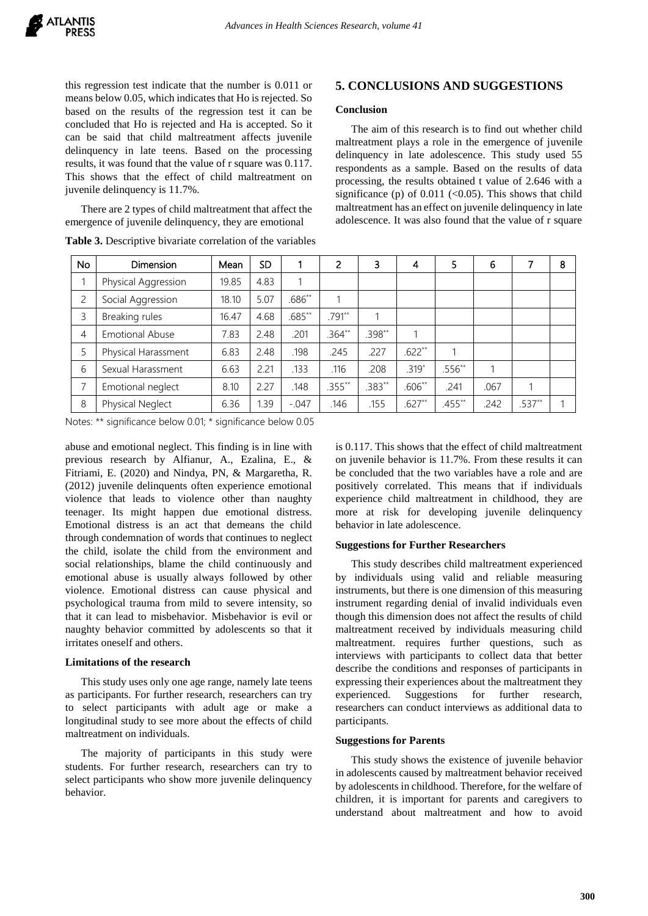this regression test indicate that the number is 0.011 or means below 0.05, which indicates that Ho is rejected. So based on the results of the regression test it can be concluded that Ho is rejected and Ha is accepted. So it can be said that child maltreatment affects juvenile delinquency in late teens. Based on the processing results, it was found that the value of r square was 0.117. This shows that the effect of child maltreatment on juvenile delinquency is 11.7%.

There are 2 types of child maltreatment that affect the emergence of juvenile delinquency, they are emotional abuse and emotional neglect. This finding is in line with previous research by Alfianur, A., Ezalina, E., & Fitriami, E. (2020) and Nindya, PN, & Margaretha, R. (2012) juvenile delinquents often experience emotional violence that leads to violence other than naughty teenager. Its might happen due emotional distress. Emotional distress is an act that demeans the child through condemnation of words that continues to neglect the child, isolate the child from the environment and social relationships, blame the child continuously and emotional abuse is usually always followed by other violence. Emotional distress can cause physical and psychological trauma from mild to severe intensity, so that it can lead to misbehavior. Misbehavior is evil or naughty behavior committed by adolescents so that it irritates oneself and others.

**Table 3.** Descriptive bivariate correlation of the variables

| No | Dimension | Mean | SD | 1 | 2 | 3 | 4 | 5 | 6 | 7 | 8 |
|---|---|---|---|---|---|---|---|---|---|---|---|
| 1 | Physical Aggression | 19.85 | 4.83 | 1 | | | | | | | |
| 2 | Social Aggression | 18.10 | 5.07 | .686** | 1 | | | | | | |
| 3 | Breaking rules | 16.47 | 4.68 | .685** | .791** | 1 | | | | | |
| 4 | Emotional Abuse | 7.83 | 2.48 | .201 | .364** | .398** | 1 | | | | |
| 5 | Physical Harassment | 6.83 | 2.48 | .198 | .245 | .227 | .622** | 1 | | | |
| 6 | Sexual Harassment | 6.63 | 2.21 | .133 | .116 | .208 | .319* | .556** | 1 | | |
| 7 | Emotional neglect | 8.10 | 2.27 | .148 | .355** | .383** | .606** | .241 | .067 | 1 | |
| 8 | Physical Neglect | 6.36 | 1.39 | -.047 | .146 | .155 | .627** | .455** | .242 | .537** | 1 |

Notes: ** significance below 0.01; * significance below 0.05

### Limitations of the research

This study uses only one age range, namely late teens as participants. For further research, researchers can try to select participants with adult age or make a longitudinal study to see more about the effects of child maltreatment on individuals.

The majority of participants in this study were students. For further research, researchers can try to select participants who show more juvenile delinquency behavior.

## 5. CONCLUSIONS AND SUGGESTIONS

### Conclusion

The aim of this research is to find out whether child maltreatment plays a role in the emergence of juvenile delinquency in late adolescence. This study used 55 respondents as a sample. Based on the results of data processing, the results obtained t value of 2.646 with a significance (p) of 0.011 (<0.05). This shows that child maltreatment has an effect on juvenile delinquency in late adolescence. It was also found that the value of r square is 0.117. This shows that the effect of child maltreatment on juvenile behavior is 11.7%. From these results it can be concluded that the two variables have a role and are positively correlated. This means that if individuals experience child maltreatment in childhood, they are more at risk for developing juvenile delinquency behavior in late adolescence.

### Suggestions for Further Researchers

This study describes child maltreatment experienced by individuals using valid and reliable measuring instruments, but there is one dimension of this measuring instrument regarding denial of invalid individuals even though this dimension does not affect the results of child maltreatment received by individuals measuring child maltreatment. requires further questions, such as interviews with participants to collect data that better describe the conditions and responses of participants in expressing their experiences about the maltreatment they experienced. Suggestions for further research, researchers can conduct interviews as additional data to participants.

### Suggestions for Parents

This study shows the existence of juvenile behavior in adolescents caused by maltreatment behavior received by adolescents in childhood. Therefore, for the welfare of children, it is important for parents and caregivers to understand about maltreatment and how to avoid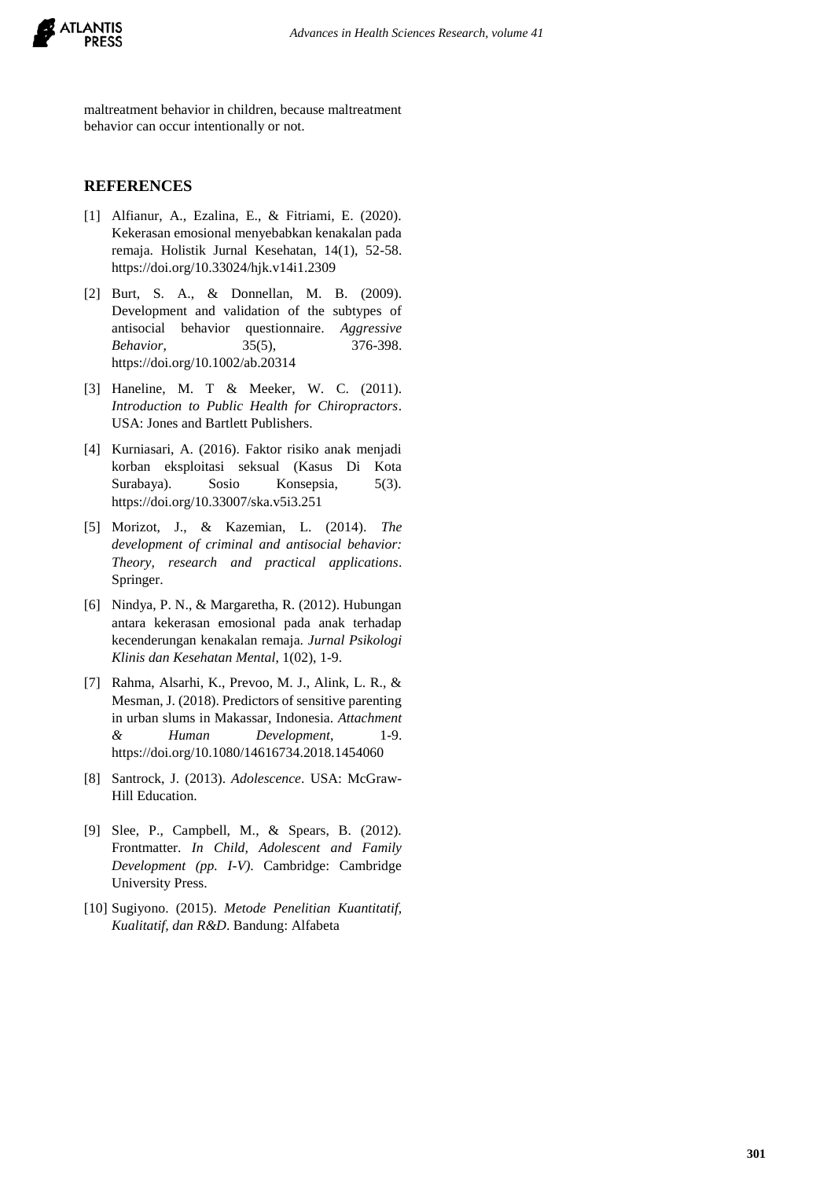maltreatment behavior in children, because maltreatment behavior can occur intentionally or not.

## REFERENCES

[1] Alfianur, A., Ezalina, E., & Fitriami, E. (2020). Kekerasan emosional menyebabkan kenakalan pada remaja. Holistik Jurnal Kesehatan, 14(1), 52-58. https://doi.org/10.33024/hjk.v14i1.2309

[2] Burt, S. A., & Donnellan, M. B. (2009). Development and validation of the subtypes of antisocial behavior questionnaire. *Aggressive Behavior*, 35(5), 376-398. https://doi.org/10.1002/ab.20314

[3] Haneline, M. T & Meeker, W. C. (2011). *Introduction to Public Health for Chiropractors*. USA: Jones and Bartlett Publishers.

[4] Kurniasari, A. (2016). Faktor risiko anak menjadi korban eksploitasi seksual (Kasus Di Kota Surabaya). Sosio Konsepsia, 5(3). https://doi.org/10.33007/ska.v5i3.251

[5] Morizot, J., & Kazemian, L. (2014). *The development of criminal and antisocial behavior: Theory, research and practical applications*. Springer.

[6] Nindya, P. N., & Margaretha, R. (2012). Hubungan antara kekerasan emosional pada anak terhadap kecenderungan kenakalan remaja. *Jurnal Psikologi Klinis dan Kesehatan Mental*, 1(02), 1-9.

[7] Rahma, Alsarhi, K., Prevoo, M. J., Alink, L. R., & Mesman, J. (2018). Predictors of sensitive parenting in urban slums in Makassar, Indonesia. *Attachment & Human Development*, 1-9. https://doi.org/10.1080/14616734.2018.1454060

[8] Santrock, J. (2013). *Adolescence*. USA: McGraw-Hill Education.

[9] Slee, P., Campbell, M., & Spears, B. (2012). Frontmatter. *In Child, Adolescent and Family Development (pp. I-V)*. Cambridge: Cambridge University Press.

[10] Sugiyono. (2015). *Metode Penelitian Kuantitatif, Kualitatif, dan R&D*. Bandung: Alfabeta